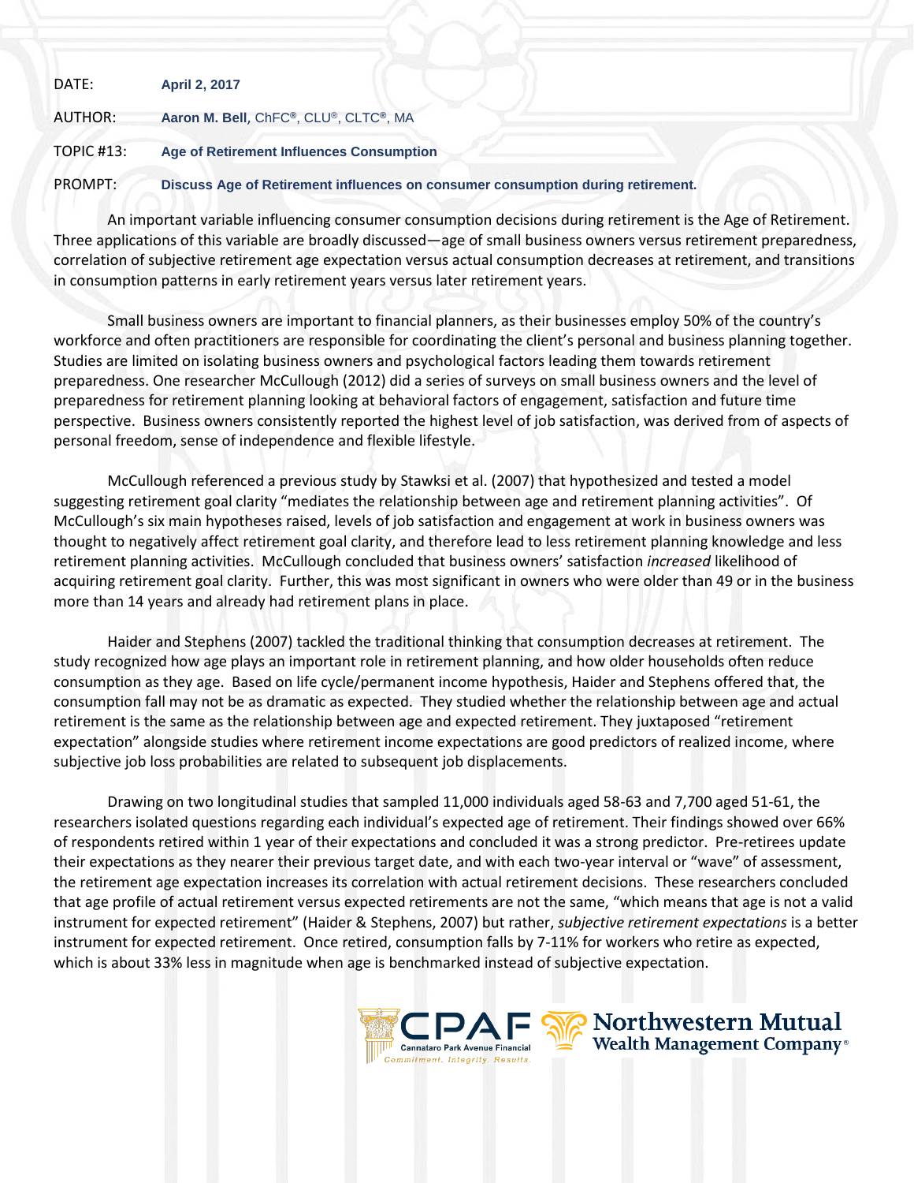DATE: **April 2, 2017**

AUTHOR: **Aaron M. Bell**, ChFC®, CLU®, CLTC®, MA

TOPIC #13: **Age of Retirement Influences Consumption**

PROMPT: **Discuss Age of Retirement influences on consumer consumption during retirement.**

An important variable influencing consumer consumption decisions during retirement is the Age of Retirement. Three applications of this variable are broadly discussed—age of small business owners versus retirement preparedness, correlation of subjective retirement age expectation versus actual consumption decreases at retirement, and transitions in consumption patterns in early retirement years versus later retirement years.

Small business owners are important to financial planners, as their businesses employ 50% of the country's workforce and often practitioners are responsible for coordinating the client's personal and business planning together. Studies are limited on isolating business owners and psychological factors leading them towards retirement preparedness. One researcher McCullough (2012) did a series of surveys on small business owners and the level of preparedness for retirement planning looking at behavioral factors of engagement, satisfaction and future time perspective. Business owners consistently reported the highest level of job satisfaction, was derived from of aspects of personal freedom, sense of independence and flexible lifestyle.

McCullough referenced a previous study by Stawksi et al. (2007) that hypothesized and tested a model suggesting retirement goal clarity "mediates the relationship between age and retirement planning activities". Of McCullough's six main hypotheses raised, levels of job satisfaction and engagement at work in business owners was thought to negatively affect retirement goal clarity, and therefore lead to less retirement planning knowledge and less retirement planning activities. McCullough concluded that business owners' satisfaction *increased* likelihood of acquiring retirement goal clarity. Further, this was most significant in owners who were older than 49 or in the business more than 14 years and already had retirement plans in place.

Haider and Stephens (2007) tackled the traditional thinking that consumption decreases at retirement. The study recognized how age plays an important role in retirement planning, and how older households often reduce consumption as they age. Based on life cycle/permanent income hypothesis, Haider and Stephens offered that, the consumption fall may not be as dramatic as expected. They studied whether the relationship between age and actual retirement is the same as the relationship between age and expected retirement. They juxtaposed "retirement expectation" alongside studies where retirement income expectations are good predictors of realized income, where subjective job loss probabilities are related to subsequent job displacements.

Drawing on two longitudinal studies that sampled 11,000 individuals aged 58-63 and 7,700 aged 51-61, the researchers isolated questions regarding each individual's expected age of retirement. Their findings showed over 66% of respondents retired within 1 year of their expectations and concluded it was a strong predictor. Pre-retirees update their expectations as they nearer their previous target date, and with each two-year interval or "wave" of assessment, the retirement age expectation increases its correlation with actual retirement decisions. These researchers concluded that age profile of actual retirement versus expected retirements are not the same, "which means that age is not a valid instrument for expected retirement" (Haider & Stephens, 2007) but rather, *subjective retirement expectations* is a better instrument for expected retirement. Once retired, consumption falls by 7-11% for workers who retire as expected, which is about 33% less in magnitude when age is benchmarked instead of subjective expectation.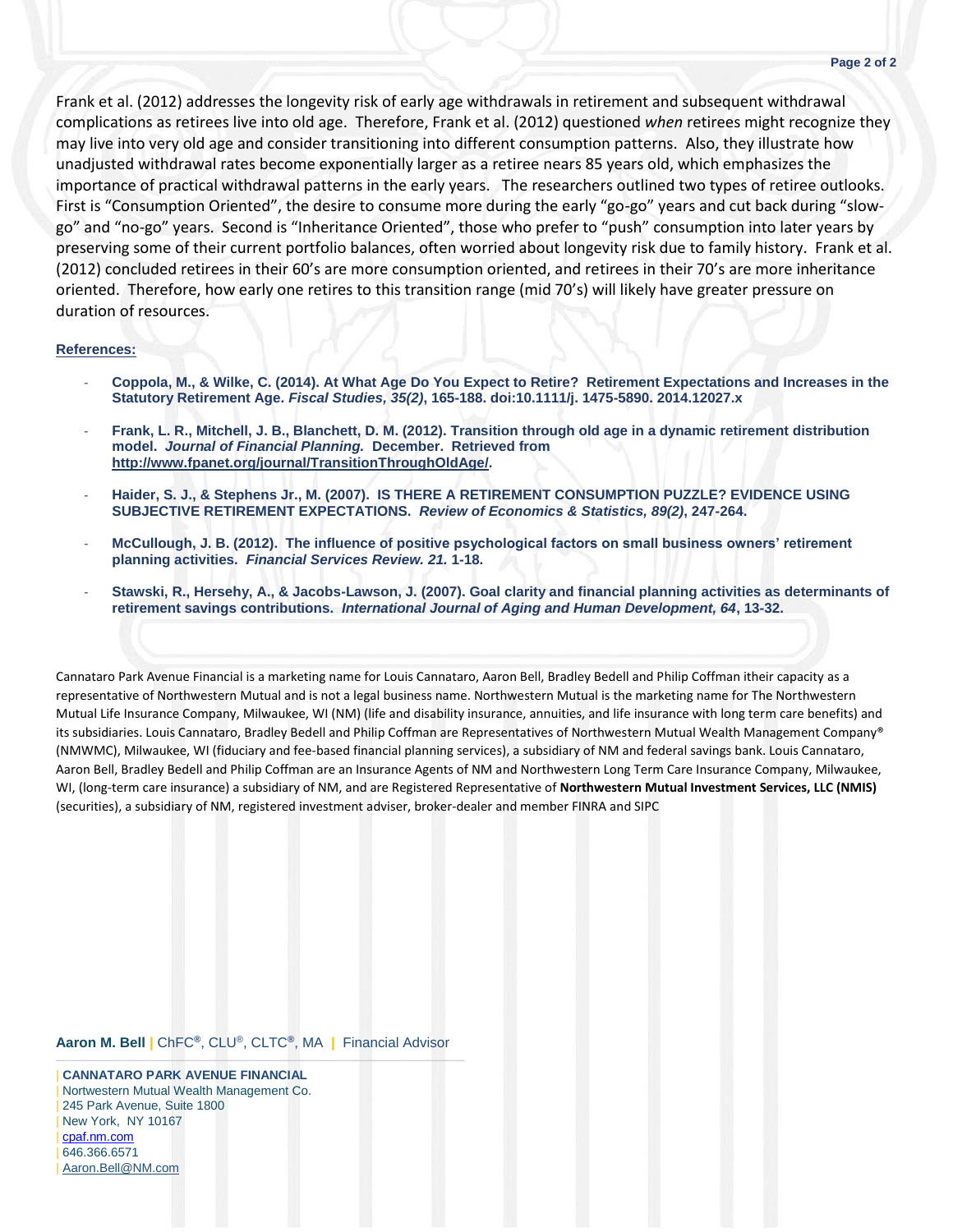Frank et al. (2012) addresses the longevity risk of early age withdrawals in retirement and subsequent withdrawal complications as retirees live into old age. Therefore, Frank et al. (2012) questioned *when* retirees might recognize they may live into very old age and consider transitioning into different consumption patterns. Also, they illustrate how unadjusted withdrawal rates become exponentially larger as a retiree nears 85 years old, which emphasizes the importance of practical withdrawal patterns in the early years. The researchers outlined two types of retiree outlooks. First is "Consumption Oriented", the desire to consume more during the early "go-go" years and cut back during "slow-go" and "no-go" years. Second is "Inheritance Oriented", those who prefer to "push" consumption into later years by preserving some of their current portfolio balances, often worried about longevity risk due to family history. Frank et al. (2012) concluded retirees in their 60's are more consumption oriented, and retirees in their 70's are more inheritance oriented. Therefore, how early one retires to this transition range (mid 70's) will likely have greater pressure on duration of resources.

**References:**

- **Coppola, M., & Wilke, C. (2014). At What Age Do You Expect to Retire? Retirement Expectations and Increases in the Statutory Retirement Age. *Fiscal Studies, 35(2)*, 165-188. doi:10.1111/j. 1475-5890. 2014.12027.x**
- **Frank, L. R., Mitchell, J. B., Blanchett, D. M. (2012). Transition through old age in a dynamic retirement distribution model. *Journal of Financial Planning.* December. Retrieved from http://www.fpanet.org/journal/TransitionThroughOldAge/.**
- **Haider, S. J., & Stephens Jr., M. (2007). IS THERE A RETIREMENT CONSUMPTION PUZZLE? EVIDENCE USING SUBJECTIVE RETIREMENT EXPECTATIONS. *Review of Economics & Statistics, 89(2)*, 247-264.**
- **McCullough, J. B. (2012). The influence of positive psychological factors on small business owners' retirement planning activities. *Financial Services Review. 21.* 1-18.**
- **Stawski, R., Hersehy, A., & Jacobs-Lawson, J. (2007). Goal clarity and financial planning activities as determinants of retirement savings contributions. *International Journal of Aging and Human Development, 64*, 13-32.**

Cannataro Park Avenue Financial is a marketing name for Louis Cannataro, Aaron Bell, Bradley Bedell and Philip Coffman itheir capacity as a representative of Northwestern Mutual and is not a legal business name. Northwestern Mutual is the marketing name for The Northwestern Mutual Life Insurance Company, Milwaukee, WI (NM) (life and disability insurance, annuities, and life insurance with long term care benefits) and its subsidiaries. Louis Cannataro, Bradley Bedell and Philip Coffman are Representatives of Northwestern Mutual Wealth Management Company® (NMWMC), Milwaukee, WI (fiduciary and fee-based financial planning services), a subsidiary of NM and federal savings bank. Louis Cannataro, Aaron Bell, Bradley Bedell and Philip Coffman are an Insurance Agents of NM and Northwestern Long Term Care Insurance Company, Milwaukee, WI, (long-term care insurance) a subsidiary of NM, and are Registered Representative of **Northwestern Mutual Investment Services, LLC (NMIS)** (securities), a subsidiary of NM, registered investment adviser, broker-dealer and member FINRA and SIPC

**Aaron M. Bell** | ChFC®, CLU®, CLTC®, MA | Financial Advisor

| **CANNATARO PARK AVENUE FINANCIAL**
| Nortwestern Mutual Wealth Management Co.
| 245 Park Avenue, Suite 1800
| New York, NY 10167
| cpaf.nm.com
| 646.366.6571
| Aaron.Bell@NM.com